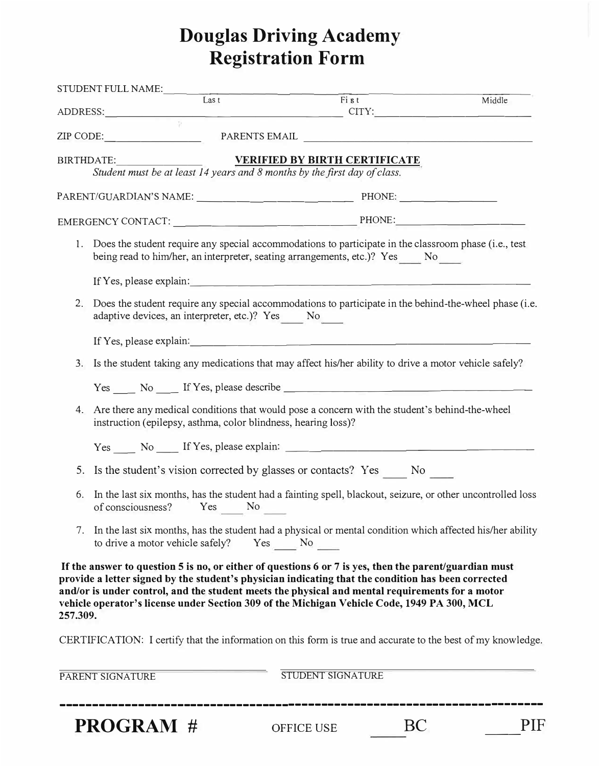# Douglas Driving Academy
# Registration Form

STUDENT FULL NAME: ______________________________________________
Last &nbsp;&nbsp;&nbsp;&nbsp;&nbsp;&nbsp;&nbsp;&nbsp;&nbsp;&nbsp;&nbsp;&nbsp; First &nbsp;&nbsp;&nbsp;&nbsp;&nbsp;&nbsp;&nbsp;&nbsp;&nbsp;&nbsp;&nbsp;&nbsp; Middle

ADDRESS: ______________________________ CITY: ____________________

ZIP CODE: ____________ PARENTS EMAIL ______________________________

BIRTHDATE: ____________ **VERIFIED BY BIRTH CERTIFICATE**

*Student must be at least 14 years and 8 months by the first day of class.*

PARENT/GUARDIAN'S NAME: ______________________ PHONE: ____________

EMERGENCY CONTACT: ______________________ PHONE: ____________

1. Does the student require any special accommodations to participate in the classroom phase (i.e., test being read to him/her, an interpreter, seating arrangements, etc.)? Yes ____ No ____

   If Yes, please explain: ______________________________________________

2. Does the student require any special accommodations to participate in the behind-the-wheel phase (i.e. adaptive devices, an interpreter, etc.)? Yes ____ No ____

   If Yes, please explain: ______________________________________________

3. Is the student taking any medications that may affect his/her ability to drive a motor vehicle safely?

   Yes ____ No ____ If Yes, please describe ______________________________

4. Are there any medical conditions that would pose a concern with the student's behind-the-wheel instruction (epilepsy, asthma, color blindness, hearing loss)?

   Yes ____ No ____ If Yes, please explain: ______________________________

5. Is the student's vision corrected by glasses or contacts? Yes ____ No ____

6. In the last six months, has the student had a fainting spell, blackout, seizure, or other uncontrolled loss of consciousness? Yes ____ No ____

7. In the last six months, has the student had a physical or mental condition which affected his/her ability to drive a motor vehicle safely? Yes ____ No ____

**If the answer to question 5 is no, or either of questions 6 or 7 is yes, then the parent/guardian must provide a letter signed by the student's physician indicating that the condition has been corrected and/or is under control, and the student meets the physical and mental requirements for a motor vehicle operator's license under Section 309 of the Michigan Vehicle Code, 1949 PA 300, MCL 257.309.**

CERTIFICATION: I certify that the information on this form is true and accurate to the best of my knowledge.

______________________________ &nbsp;&nbsp;&nbsp; ______________________________
PARENT SIGNATURE &nbsp;&nbsp;&nbsp;&nbsp;&nbsp;&nbsp;&nbsp;&nbsp;&nbsp;&nbsp;&nbsp;&nbsp;&nbsp;&nbsp;&nbsp;&nbsp;&nbsp;&nbsp;&nbsp;&nbsp; STUDENT SIGNATURE

---

**PROGRAM #** &nbsp;&nbsp;&nbsp;&nbsp; OFFICE USE &nbsp;&nbsp;&nbsp;&nbsp; ____BC &nbsp;&nbsp;&nbsp;&nbsp; ____PIF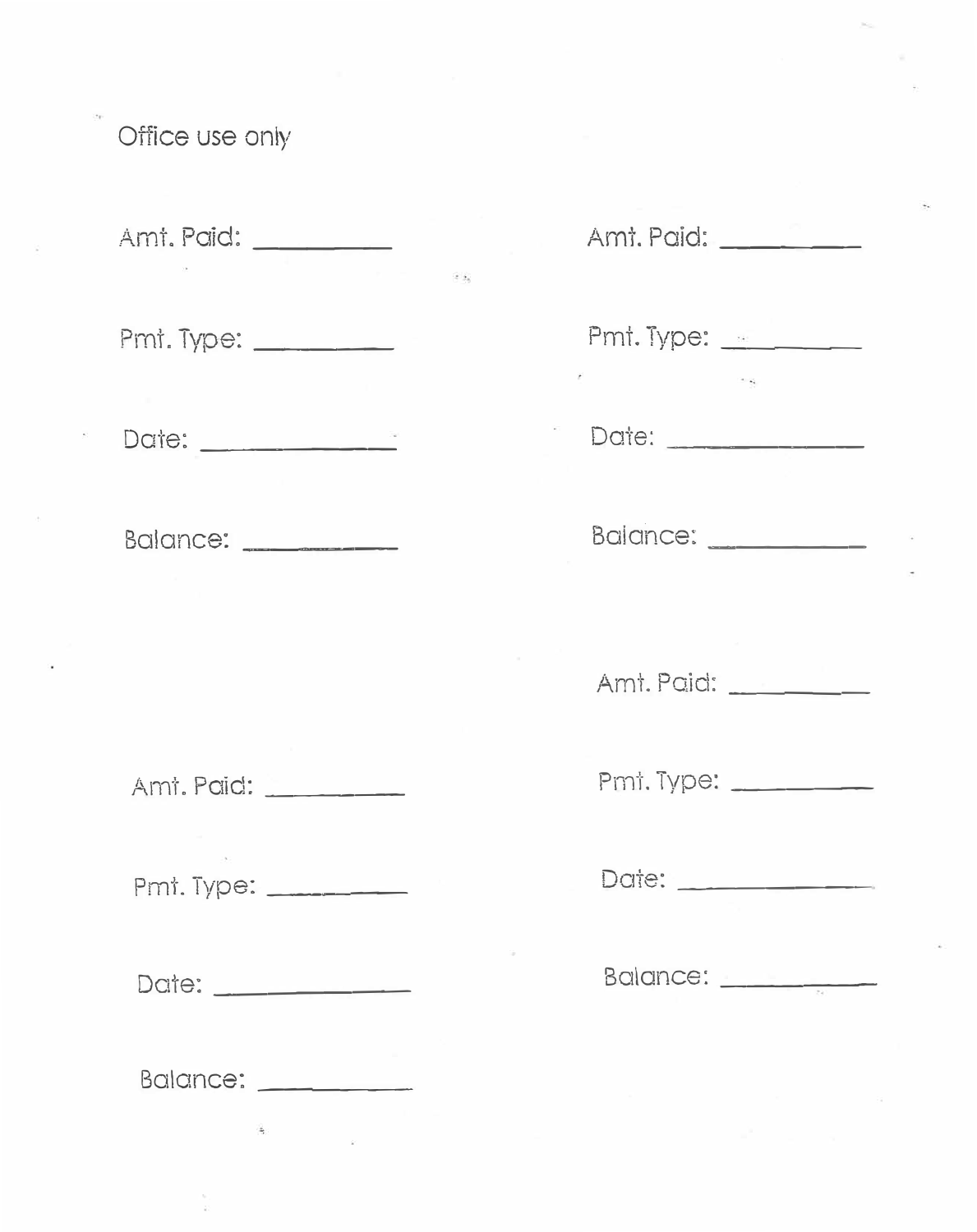Office use only

Amt. Paid: __________

Pmt. Type: __________

Date: ______________

Balance: ___________

Amt. Paid: __________

Pmt. Type: __________

Date: ______________

Balance: ___________

Amt. Paid: __________

Pmt. Type: __________

Date: ______________

Balance: ___________

Amt. Paid: __________

Pmt. Type: __________

Date: ______________

Balance: ___________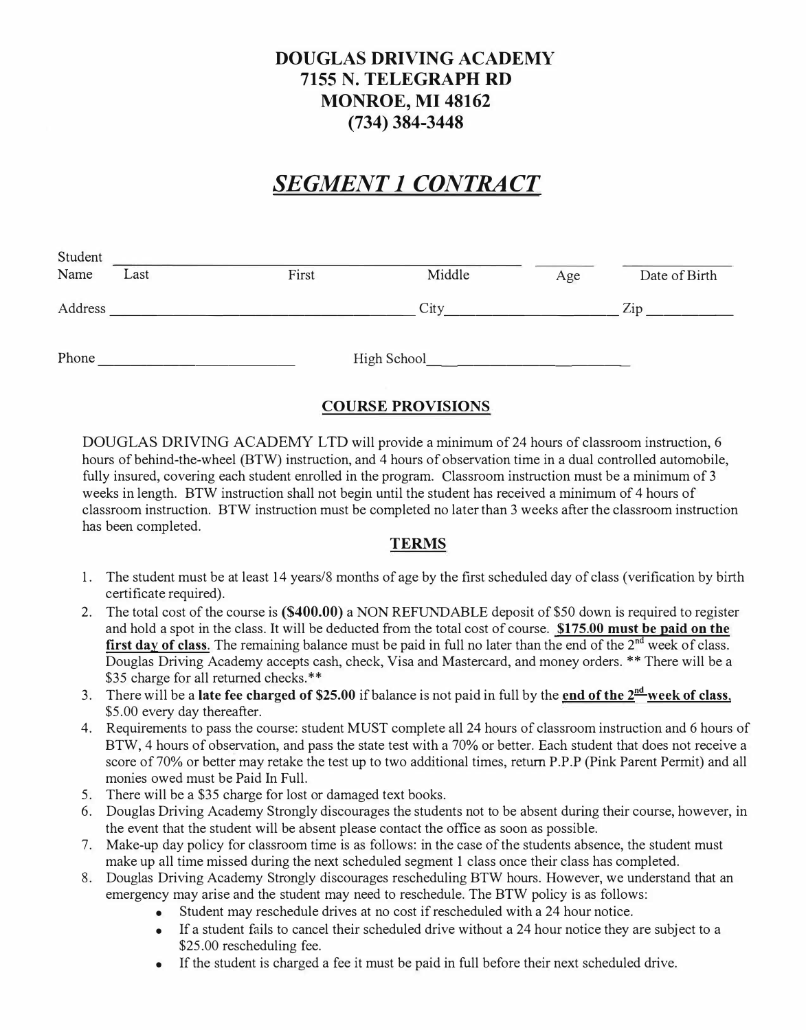**DOUGLAS DRIVING ACADEMY**
**7155 N. TELEGRAPH RD**
**MONROE, MI 48162**
**(734) 384-3448**

# ***SEGMENT 1 CONTRACT***

Student Name ______________________________________________ ________ ______________
Last First Middle Age Date of Birth

Address ______________________________ City____________________ Zip __________

Phone ______________________ High School______________________

## COURSE PROVISIONS

DOUGLAS DRIVING ACADEMY LTD will provide a minimum of 24 hours of classroom instruction, 6 hours of behind-the-wheel (BTW) instruction, and 4 hours of observation time in a dual controlled automobile, fully insured, covering each student enrolled in the program. Classroom instruction must be a minimum of 3 weeks in length. BTW instruction shall not begin until the student has received a minimum of 4 hours of classroom instruction. BTW instruction must be completed no later than 3 weeks after the classroom instruction has been completed.

## TERMS

1. The student must be at least 14 years/8 months of age by the first scheduled day of class (verification by birth certificate required).
2. The total cost of the course is **($400.00)** a NON REFUNDABLE deposit of $50 down is required to register and hold a spot in the class. It will be deducted from the total cost of course. **$175.00 must be paid on the first day of class**. The remaining balance must be paid in full no later than the end of the 2nd week of class. Douglas Driving Academy accepts cash, check, Visa and Mastercard, and money orders. ** There will be a $35 charge for all returned checks.**
3. There will be a **late fee charged of $25.00** if balance is not paid in full by the **end of the 2nd week of class**, $5.00 every day thereafter.
4. Requirements to pass the course: student MUST complete all 24 hours of classroom instruction and 6 hours of BTW, 4 hours of observation, and pass the state test with a 70% or better. Each student that does not receive a score of 70% or better may retake the test up to two additional times, return P.P.P (Pink Parent Permit) and all monies owed must be Paid In Full.
5. There will be a $35 charge for lost or damaged text books.
6. Douglas Driving Academy Strongly discourages the students not to be absent during their course, however, in the event that the student will be absent please contact the office as soon as possible.
7. Make-up day policy for classroom time is as follows: in the case of the students absence, the student must make up all time missed during the next scheduled segment 1 class once their class has completed.
8. Douglas Driving Academy Strongly discourages rescheduling BTW hours. However, we understand that an emergency may arise and the student may need to reschedule. The BTW policy is as follows:
   - Student may reschedule drives at no cost if rescheduled with a 24 hour notice.
   - If a student fails to cancel their scheduled drive without a 24 hour notice they are subject to a $25.00 rescheduling fee.
   - If the student is charged a fee it must be paid in full before their next scheduled drive.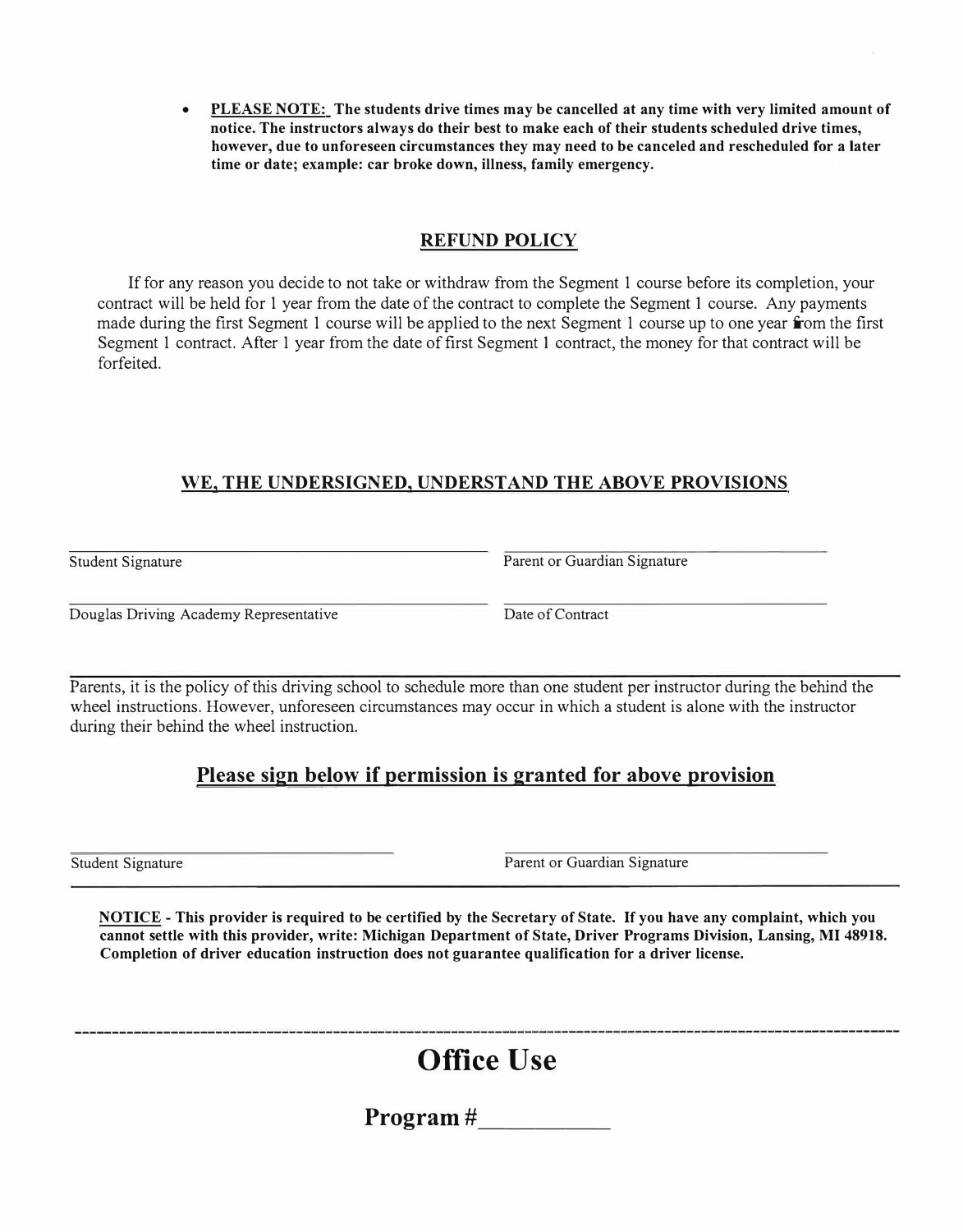- **PLEASE NOTE: The students drive times may be cancelled at any time with very limited amount of notice. The instructors always do their best to make each of their students scheduled drive times, however, due to unforeseen circumstances they may need to be canceled and rescheduled for a later time or date; example: car broke down, illness, family emergency.**

## REFUND POLICY

If for any reason you decide to not take or withdraw from the Segment 1 course before its completion, your contract will be held for 1 year from the date of the contract to complete the Segment 1 course. Any payments made during the first Segment 1 course will be applied to the next Segment 1 course up to one year from the first Segment 1 contract. After 1 year from the date of first Segment 1 contract, the money for that contract will be forfeited.

### WE, THE UNDERSIGNED, UNDERSTAND THE ABOVE PROVISIONS

\_\_\_\_\_\_\_\_\_\_\_\_\_\_\_\_\_\_\_\_\_\_\_\_\_\_\_\_\_\_\_\_\_\_\_\_\_\_ \_\_\_\_\_\_\_\_\_\_\_\_\_\_\_\_\_\_\_\_\_\_\_\_\_\_\_\_\_\_\_\_\_\_\_\_\_\_

Student Signature | Parent or Guardian Signature

\_\_\_\_\_\_\_\_\_\_\_\_\_\_\_\_\_\_\_\_\_\_\_\_\_\_\_\_\_\_\_\_\_\_\_\_\_\_ \_\_\_\_\_\_\_\_\_\_\_\_\_\_\_\_\_\_\_\_\_\_\_\_\_\_\_\_\_\_\_\_\_\_\_\_\_\_

Douglas Driving Academy Representative | Date of Contract

---

Parents, it is the policy of this driving school to schedule more than one student per instructor during the behind the wheel instructions. However, unforeseen circumstances may occur in which a student is alone with the instructor during their behind the wheel instruction.

### Please sign below if permission is granted for above provision

\_\_\_\_\_\_\_\_\_\_\_\_\_\_\_\_\_\_\_\_\_\_\_\_\_\_\_\_\_\_\_\_\_\_\_\_\_\_ \_\_\_\_\_\_\_\_\_\_\_\_\_\_\_\_\_\_\_\_\_\_\_\_\_\_\_\_\_\_\_\_\_\_\_\_\_\_

Student Signature | Parent or Guardian Signature

---

**NOTICE - This provider is required to be certified by the Secretary of State. If you have any complaint, which you cannot settle with this provider, write: Michigan Department of State, Driver Programs Division, Lansing, MI 48918. Completion of driver education instruction does not guarantee qualification for a driver license.**

---

# Office Use

**Program #\_\_\_\_\_\_\_\_\_\_**